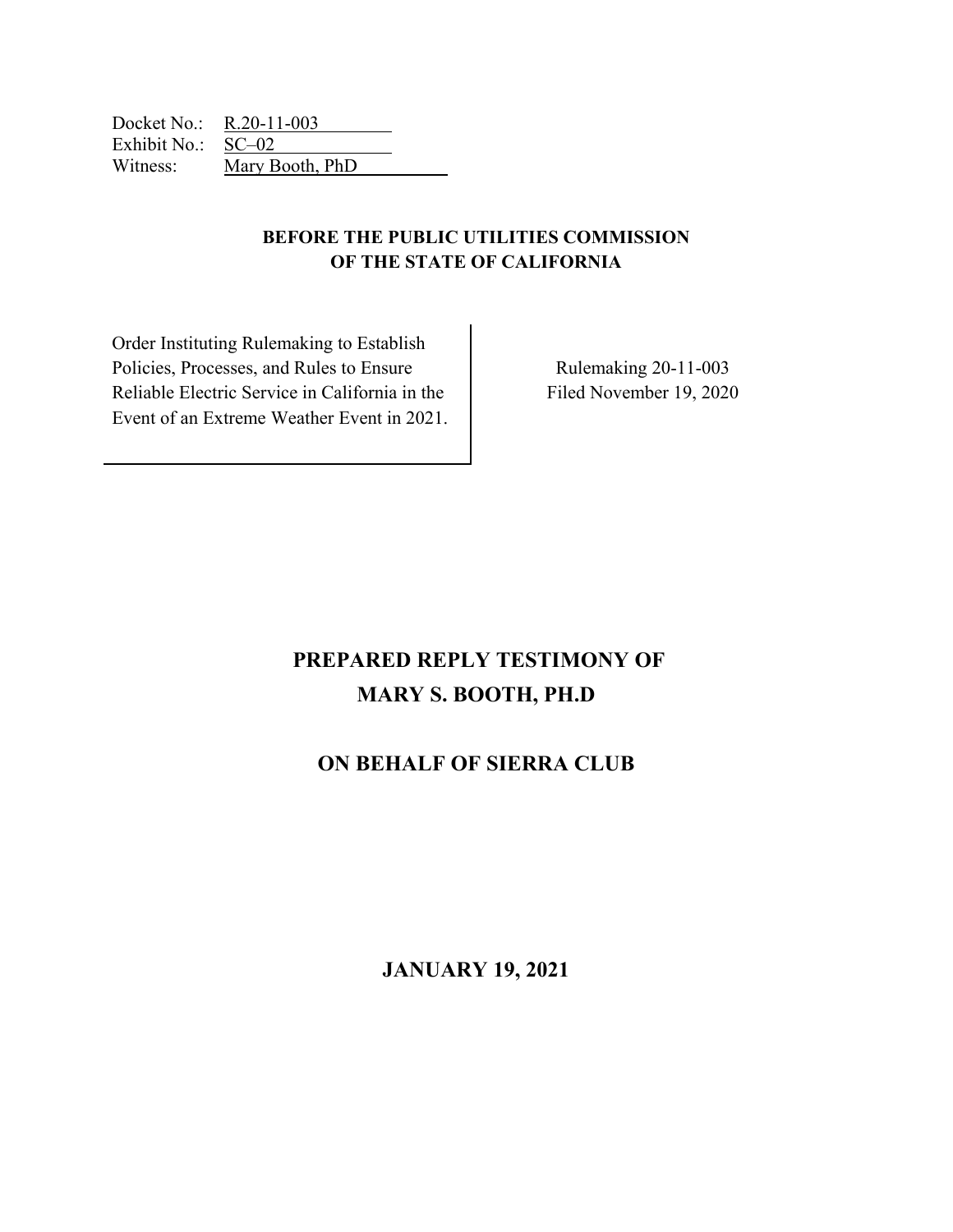Docket No.: R.20-11-003
Exhibit No.: SC–02
Witness: Mary Booth, PhD

**BEFORE THE PUBLIC UTILITIES COMMISSION**
**OF THE STATE OF CALIFORNIA**

| | |
|---|---|
| Order Instituting Rulemaking to Establish Policies, Processes, and Rules to Ensure Reliable Electric Service in California in the Event of an Extreme Weather Event in 2021. | Rulemaking 20-11-003<br>Filed November 19, 2020 |

# PREPARED REPLY TESTIMONY OF MARY S. BOOTH, PH.D

## ON BEHALF OF SIERRA CLUB

**JANUARY 19, 2021**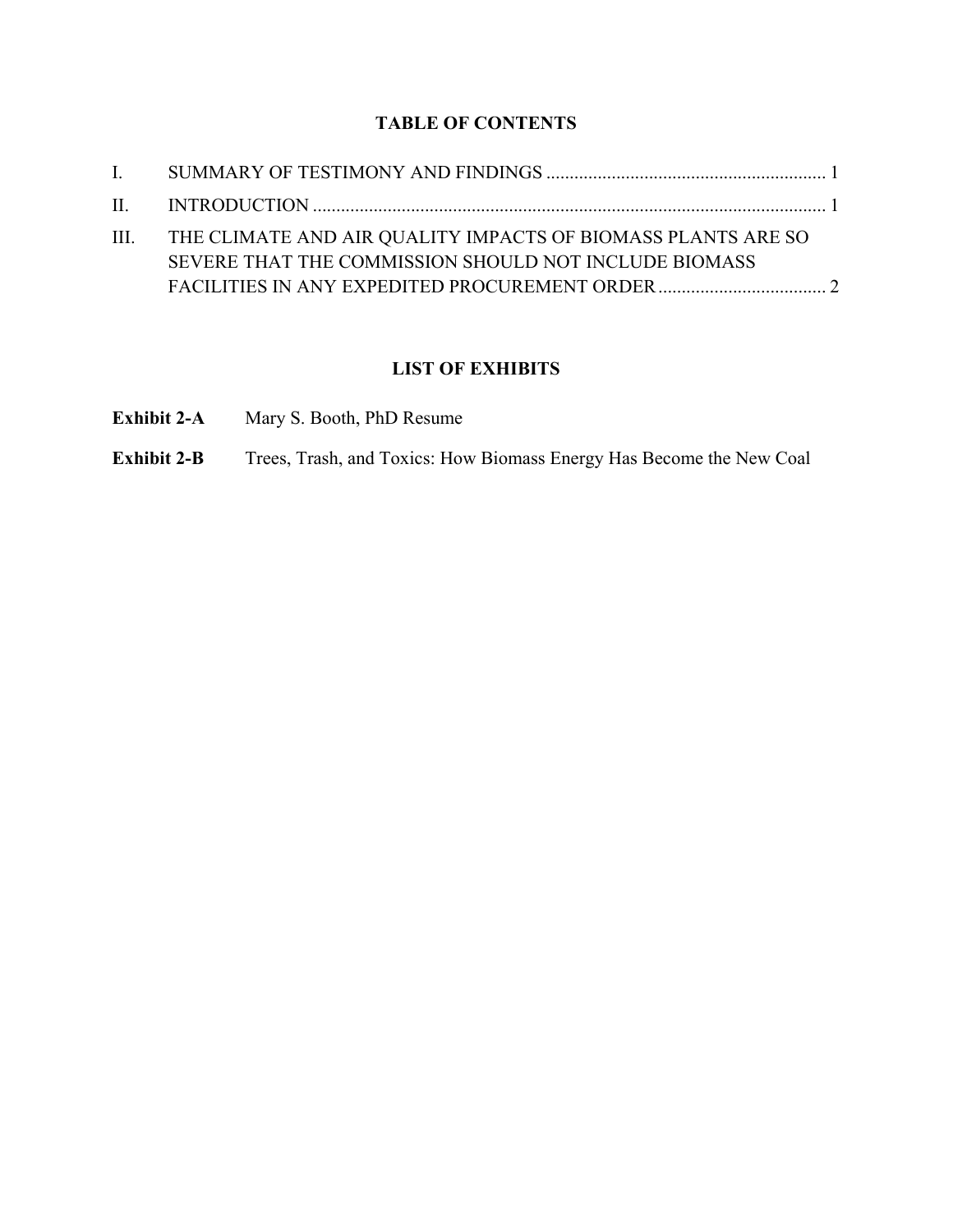## TABLE OF CONTENTS

I. SUMMARY OF TESTIMONY AND FINDINGS ........................................................... 1

II. INTRODUCTION ........................................................................................................... 1

III. THE CLIMATE AND AIR QUALITY IMPACTS OF BIOMASS PLANTS ARE SO SEVERE THAT THE COMMISSION SHOULD NOT INCLUDE BIOMASS FACILITIES IN ANY EXPEDITED PROCUREMENT ORDER .................................... 2

## LIST OF EXHIBITS

**Exhibit 2-A** Mary S. Booth, PhD Resume

**Exhibit 2-B** Trees, Trash, and Toxics: How Biomass Energy Has Become the New Coal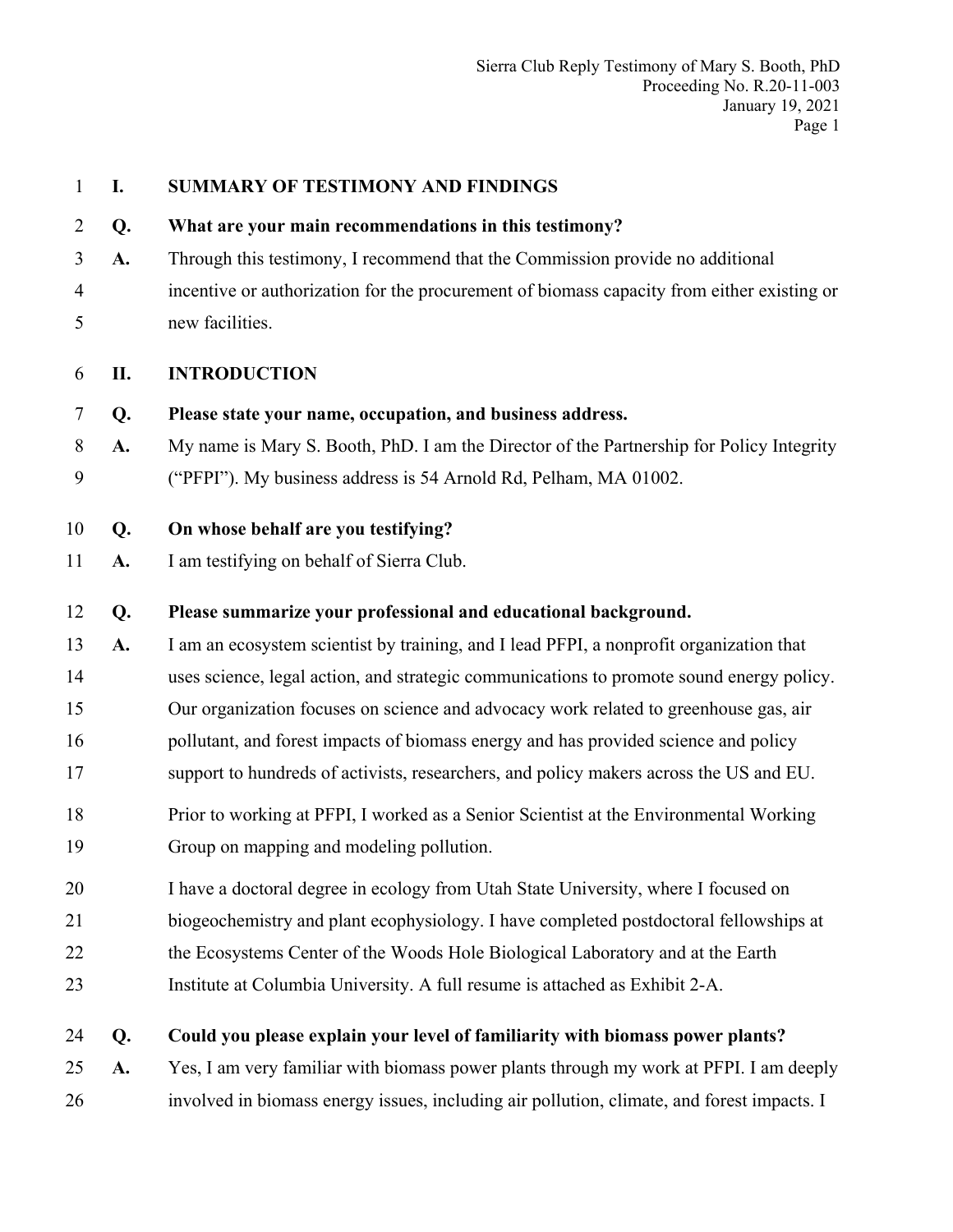## I. SUMMARY OF TESTIMONY AND FINDINGS

**Q. What are your main recommendations in this testimony?**

**A.** Through this testimony, I recommend that the Commission provide no additional incentive or authorization for the procurement of biomass capacity from either existing or new facilities.

## II. INTRODUCTION

**Q. Please state your name, occupation, and business address.**

**A.** My name is Mary S. Booth, PhD. I am the Director of the Partnership for Policy Integrity ("PFPI"). My business address is 54 Arnold Rd, Pelham, MA 01002.

**Q. On whose behalf are you testifying?**

**A.** I am testifying on behalf of Sierra Club.

**Q. Please summarize your professional and educational background.**

**A.** I am an ecosystem scientist by training, and I lead PFPI, a nonprofit organization that uses science, legal action, and strategic communications to promote sound energy policy. Our organization focuses on science and advocacy work related to greenhouse gas, air pollutant, and forest impacts of biomass energy and has provided science and policy support to hundreds of activists, researchers, and policy makers across the US and EU.

Prior to working at PFPI, I worked as a Senior Scientist at the Environmental Working Group on mapping and modeling pollution.

I have a doctoral degree in ecology from Utah State University, where I focused on biogeochemistry and plant ecophysiology. I have completed postdoctoral fellowships at the Ecosystems Center of the Woods Hole Biological Laboratory and at the Earth Institute at Columbia University. A full resume is attached as Exhibit 2-A.

**Q. Could you please explain your level of familiarity with biomass power plants?**

**A.** Yes, I am very familiar with biomass power plants through my work at PFPI. I am deeply involved in biomass energy issues, including air pollution, climate, and forest impacts. I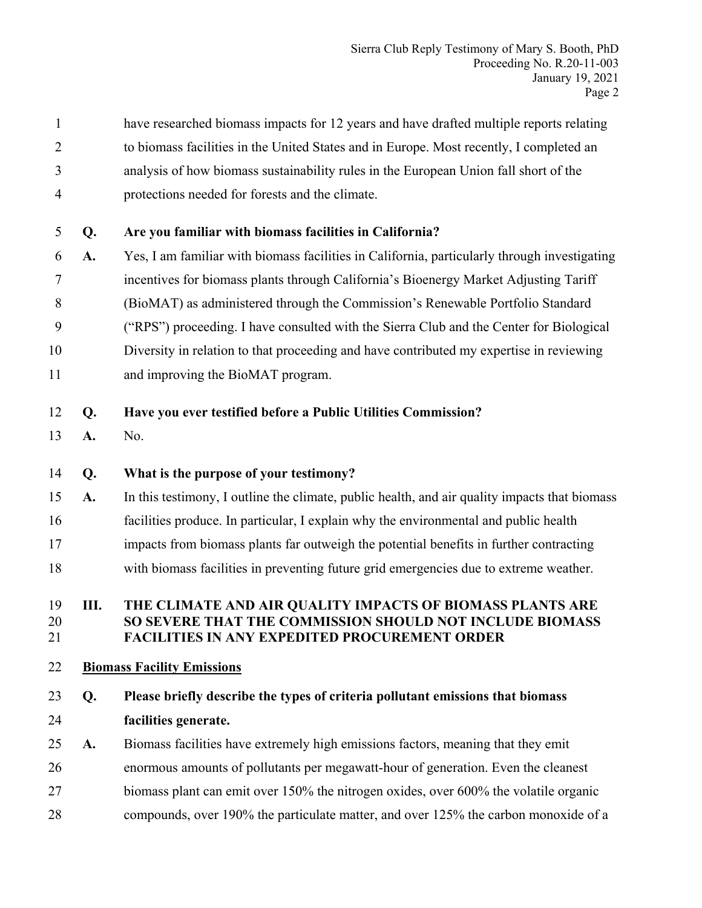have researched biomass impacts for 12 years and have drafted multiple reports relating to biomass facilities in the United States and in Europe. Most recently, I completed an analysis of how biomass sustainability rules in the European Union fall short of the protections needed for forests and the climate.

**Q. Are you familiar with biomass facilities in California?**

**A.** Yes, I am familiar with biomass facilities in California, particularly through investigating incentives for biomass plants through California's Bioenergy Market Adjusting Tariff (BioMAT) as administered through the Commission's Renewable Portfolio Standard ("RPS") proceeding. I have consulted with the Sierra Club and the Center for Biological Diversity in relation to that proceeding and have contributed my expertise in reviewing and improving the BioMAT program.

**Q. Have you ever testified before a Public Utilities Commission?**

**A.** No.

**Q. What is the purpose of your testimony?**

**A.** In this testimony, I outline the climate, public health, and air quality impacts that biomass facilities produce. In particular, I explain why the environmental and public health impacts from biomass plants far outweigh the potential benefits in further contracting with biomass facilities in preventing future grid emergencies due to extreme weather.

## III. THE CLIMATE AND AIR QUALITY IMPACTS OF BIOMASS PLANTS ARE SO SEVERE THAT THE COMMISSION SHOULD NOT INCLUDE BIOMASS FACILITIES IN ANY EXPEDITED PROCUREMENT ORDER

**<u>Biomass Facility Emissions</u>**

**Q. Please briefly describe the types of criteria pollutant emissions that biomass facilities generate.**

**A.** Biomass facilities have extremely high emissions factors, meaning that they emit enormous amounts of pollutants per megawatt-hour of generation. Even the cleanest biomass plant can emit over 150% the nitrogen oxides, over 600% the volatile organic compounds, over 190% the particulate matter, and over 125% the carbon monoxide of a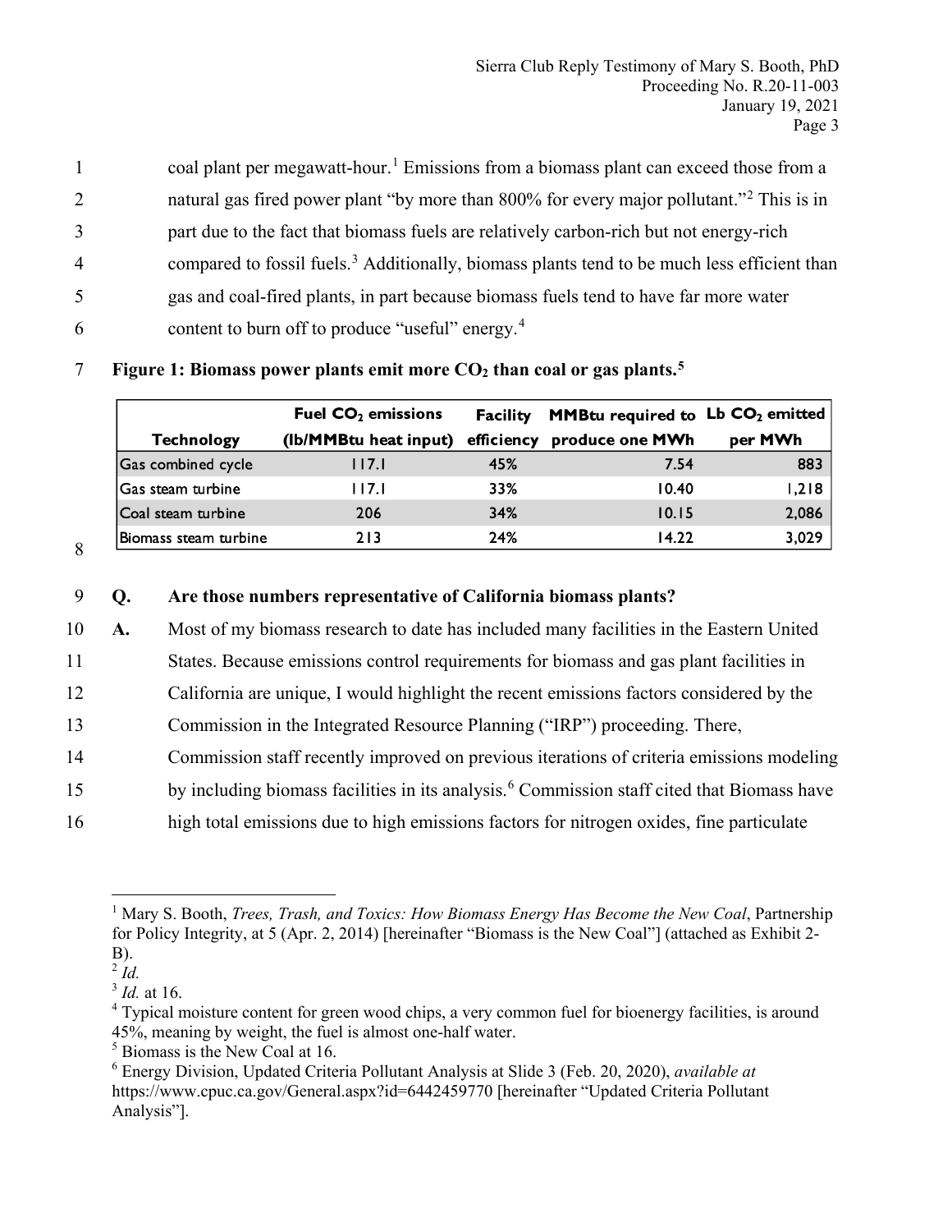coal plant per megawatt-hour.[1] Emissions from a biomass plant can exceed those from a natural gas fired power plant "by more than 800% for every major pollutant."[2] This is in part due to the fact that biomass fuels are relatively carbon-rich but not energy-rich compared to fossil fuels.[3] Additionally, biomass plants tend to be much less efficient than gas and coal-fired plants, in part because biomass fuels tend to have far more water content to burn off to produce "useful" energy.[4]

**Figure 1: Biomass power plants emit more $CO_2$ than coal or gas plants.[5]**

| Technology | Fuel $CO_2$ emissions (lb/MMBtu heat input) | Facility efficiency | MMBtu required to produce one MWh | Lb $CO_2$ emitted per MWh |
|---|---|---|---|---|
| Gas combined cycle | 117.1 | 45% | 7.54 | 883 |
| Gas steam turbine | 117.1 | 33% | 10.40 | 1,218 |
| Coal steam turbine | 206 | 34% | 10.15 | 2,086 |
| Biomass steam turbine | 213 | 24% | 14.22 | 3,029 |

**Q. Are those numbers representative of California biomass plants?**

**A.** Most of my biomass research to date has included many facilities in the Eastern United States. Because emissions control requirements for biomass and gas plant facilities in California are unique, I would highlight the recent emissions factors considered by the Commission in the Integrated Resource Planning ("IRP") proceeding. There, Commission staff recently improved on previous iterations of criteria emissions modeling by including biomass facilities in its analysis.[6] Commission staff cited that Biomass have high total emissions due to high emissions factors for nitrogen oxides, fine particulate

---

[1] Mary S. Booth, *Trees, Trash, and Toxics: How Biomass Energy Has Become the New Coal*, Partnership for Policy Integrity, at 5 (Apr. 2, 2014) [hereinafter "Biomass is the New Coal"] (attached as Exhibit 2-B).

[2] *Id.*

[3] *Id.* at 16.

[4] Typical moisture content for green wood chips, a very common fuel for bioenergy facilities, is around 45%, meaning by weight, the fuel is almost one-half water.

[5] Biomass is the New Coal at 16.

[6] Energy Division, Updated Criteria Pollutant Analysis at Slide 3 (Feb. 20, 2020), *available at* https://www.cpuc.ca.gov/General.aspx?id=6442459770 [hereinafter "Updated Criteria Pollutant Analysis"].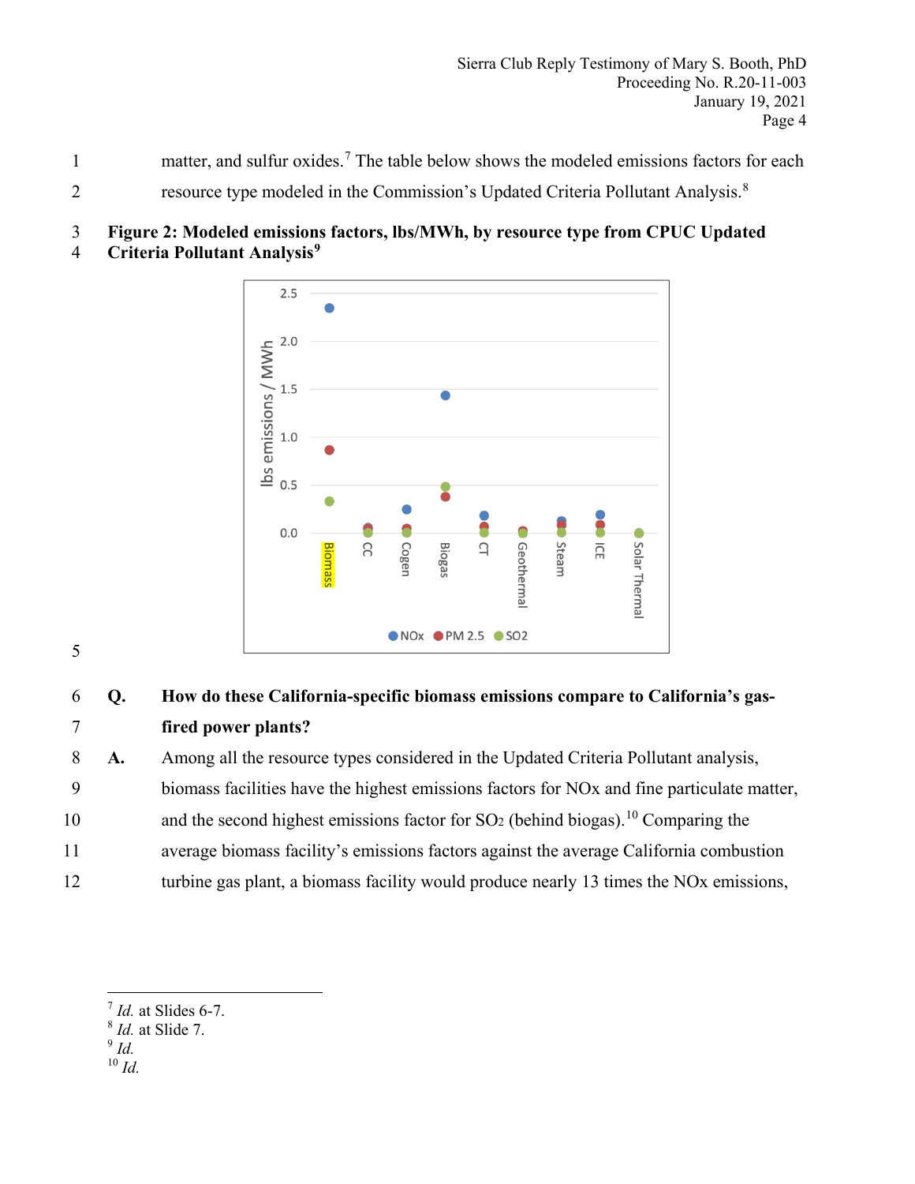matter, and sulfur oxides.[7] The table below shows the modeled emissions factors for each resource type modeled in the Commission's Updated Criteria Pollutant Analysis.[8]

**Figure 2: Modeled emissions factors, lbs/MWh, by resource type from CPUC Updated Criteria Pollutant Analysis**[9]

**Q. How do these California-specific biomass emissions compare to California's gas-fired power plants?**

**A.** Among all the resource types considered in the Updated Criteria Pollutant analysis, biomass facilities have the highest emissions factors for NOx and fine particulate matter, and the second highest emissions factor for $SO_2$ (behind biogas).[10] Comparing the average biomass facility's emissions factors against the average California combustion turbine gas plant, a biomass facility would produce nearly 13 times the NOx emissions,

---

[7] *Id.* at Slides 6-7.
[8] *Id.* at Slide 7.
[9] *Id.*
[10] *Id.*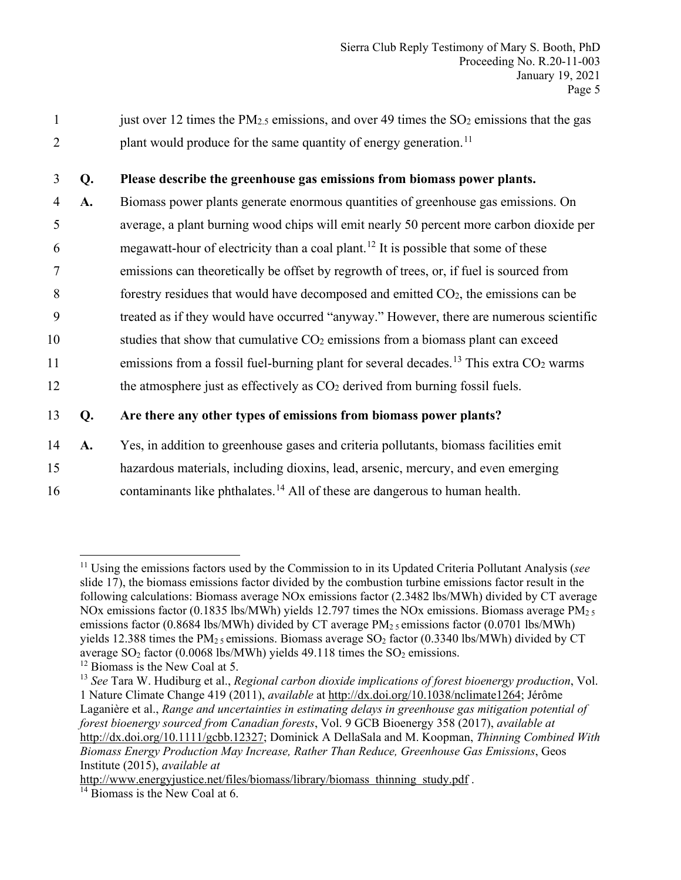just over 12 times the $PM_{2.5}$ emissions, and over 49 times the $SO_2$ emissions that the gas plant would produce for the same quantity of energy generation.[11]

**Q. Please describe the greenhouse gas emissions from biomass power plants.**

A. Biomass power plants generate enormous quantities of greenhouse gas emissions. On average, a plant burning wood chips will emit nearly 50 percent more carbon dioxide per megawatt-hour of electricity than a coal plant.[12] It is possible that some of these emissions can theoretically be offset by regrowth of trees, or, if fuel is sourced from forestry residues that would have decomposed and emitted $CO_2$, the emissions can be treated as if they would have occurred "anyway." However, there are numerous scientific studies that show that cumulative $CO_2$ emissions from a biomass plant can exceed emissions from a fossil fuel-burning plant for several decades.[13] This extra $CO_2$ warms the atmosphere just as effectively as $CO_2$ derived from burning fossil fuels.

**Q. Are there any other types of emissions from biomass power plants?**

A. Yes, in addition to greenhouse gases and criteria pollutants, biomass facilities emit hazardous materials, including dioxins, lead, arsenic, mercury, and even emerging contaminants like phthalates.[14] All of these are dangerous to human health.

---

[11] Using the emissions factors used by the Commission to in its Updated Criteria Pollutant Analysis (*see* slide 17), the biomass emissions factor divided by the combustion turbine emissions factor result in the following calculations: Biomass average NOx emissions factor (2.3482 lbs/MWh) divided by CT average NOx emissions factor (0.1835 lbs/MWh) yields 12.797 times the NOx emissions. Biomass average $PM_{2.5}$ emissions factor (0.8684 lbs/MWh) divided by CT average $PM_{2.5}$ emissions factor (0.0701 lbs/MWh) yields 12.388 times the $PM_{2.5}$ emissions. Biomass average $SO_2$ factor (0.3340 lbs/MWh) divided by CT average $SO_2$ factor (0.0068 lbs/MWh) yields 49.118 times the $SO_2$ emissions.

[12] Biomass is the New Coal at 5.

[13] *See* Tara W. Hudiburg et al., *Regional carbon dioxide implications of forest bioenergy production*, Vol. 1 Nature Climate Change 419 (2011), *available* at http://dx.doi.org/10.1038/nclimate1264; Jérôme Laganière et al., *Range and uncertainties in estimating delays in greenhouse gas mitigation potential of forest bioenergy sourced from Canadian forests*, Vol. 9 GCB Bioenergy 358 (2017), *available at* http://dx.doi.org/10.1111/gcbb.12327; Dominick A DellaSala and M. Koopman, *Thinning Combined With Biomass Energy Production May Increase, Rather Than Reduce, Greenhouse Gas Emissions*, Geos Institute (2015), *available at* http://www.energyjustice.net/files/biomass/library/biomass_thinning_study.pdf .

[14] Biomass is the New Coal at 6.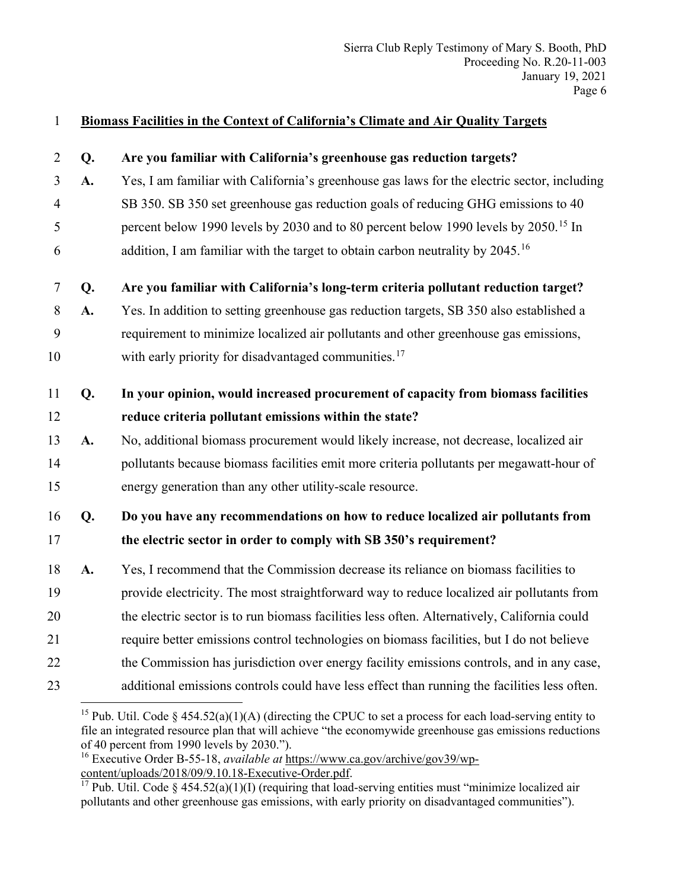## Biomass Facilities in the Context of California's Climate and Air Quality Targets

**Q. Are you familiar with California's greenhouse gas reduction targets?**

**A.** Yes, I am familiar with California's greenhouse gas laws for the electric sector, including SB 350. SB 350 set greenhouse gas reduction goals of reducing GHG emissions to 40 percent below 1990 levels by 2030 and to 80 percent below 1990 levels by 2050.[15] In addition, I am familiar with the target to obtain carbon neutrality by 2045.[16]

**Q. Are you familiar with California's long-term criteria pollutant reduction target?**

**A.** Yes. In addition to setting greenhouse gas reduction targets, SB 350 also established a requirement to minimize localized air pollutants and other greenhouse gas emissions, with early priority for disadvantaged communities.[17]

**Q. In your opinion, would increased procurement of capacity from biomass facilities reduce criteria pollutant emissions within the state?**

**A.** No, additional biomass procurement would likely increase, not decrease, localized air pollutants because biomass facilities emit more criteria pollutants per megawatt-hour of energy generation than any other utility-scale resource.

**Q. Do you have any recommendations on how to reduce localized air pollutants from the electric sector in order to comply with SB 350's requirement?**

**A.** Yes, I recommend that the Commission decrease its reliance on biomass facilities to provide electricity. The most straightforward way to reduce localized air pollutants from the electric sector is to run biomass facilities less often. Alternatively, California could require better emissions control technologies on biomass facilities, but I do not believe the Commission has jurisdiction over energy facility emissions controls, and in any case, additional emissions controls could have less effect than running the facilities less often.

---

[15] Pub. Util. Code § 454.52(a)(1)(A) (directing the CPUC to set a process for each load-serving entity to file an integrated resource plan that will achieve "the economywide greenhouse gas emissions reductions of 40 percent from 1990 levels by 2030.").

[16] Executive Order B-55-18, *available at* https://www.ca.gov/archive/gov39/wp-content/uploads/2018/09/9.10.18-Executive-Order.pdf.

[17] Pub. Util. Code § 454.52(a)(1)(I) (requiring that load-serving entities must "minimize localized air pollutants and other greenhouse gas emissions, with early priority on disadvantaged communities").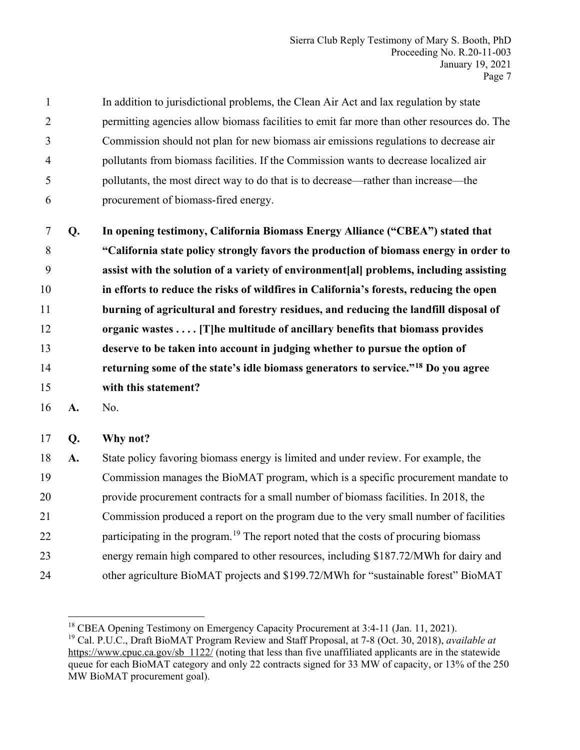In addition to jurisdictional problems, the Clean Air Act and lax regulation by state permitting agencies allow biomass facilities to emit far more than other resources do. The Commission should not plan for new biomass air emissions regulations to decrease air pollutants from biomass facilities. If the Commission wants to decrease localized air pollutants, the most direct way to do that is to decrease—rather than increase—the procurement of biomass-fired energy.

**Q. In opening testimony, California Biomass Energy Alliance ("CBEA") stated that "California state policy strongly favors the production of biomass energy in order to assist with the solution of a variety of environment[al] problems, including assisting in efforts to reduce the risks of wildfires in California's forests, reducing the open burning of agricultural and forestry residues, and reducing the landfill disposal of organic wastes . . . . [T]he multitude of ancillary benefits that biomass provides deserve to be taken into account in judging whether to pursue the option of returning some of the state's idle biomass generators to service."[18] Do you agree with this statement?**

**A.** No.

**Q. Why not?**

**A.** State policy favoring biomass energy is limited and under review. For example, the Commission manages the BioMAT program, which is a specific procurement mandate to provide procurement contracts for a small number of biomass facilities. In 2018, the Commission produced a report on the program due to the very small number of facilities participating in the program.[19] The report noted that the costs of procuring biomass energy remain high compared to other resources, including \$187.72/MWh for dairy and other agriculture BioMAT projects and \$199.72/MWh for "sustainable forest" BioMAT

---

[18] CBEA Opening Testimony on Emergency Capacity Procurement at 3:4-11 (Jan. 11, 2021).

[19] Cal. P.U.C., Draft BioMAT Program Review and Staff Proposal, at 7-8 (Oct. 30, 2018), *available at* https://www.cpuc.ca.gov/sb_1122/ (noting that less than five unaffiliated applicants are in the statewide queue for each BioMAT category and only 22 contracts signed for 33 MW of capacity, or 13% of the 250 MW BioMAT procurement goal).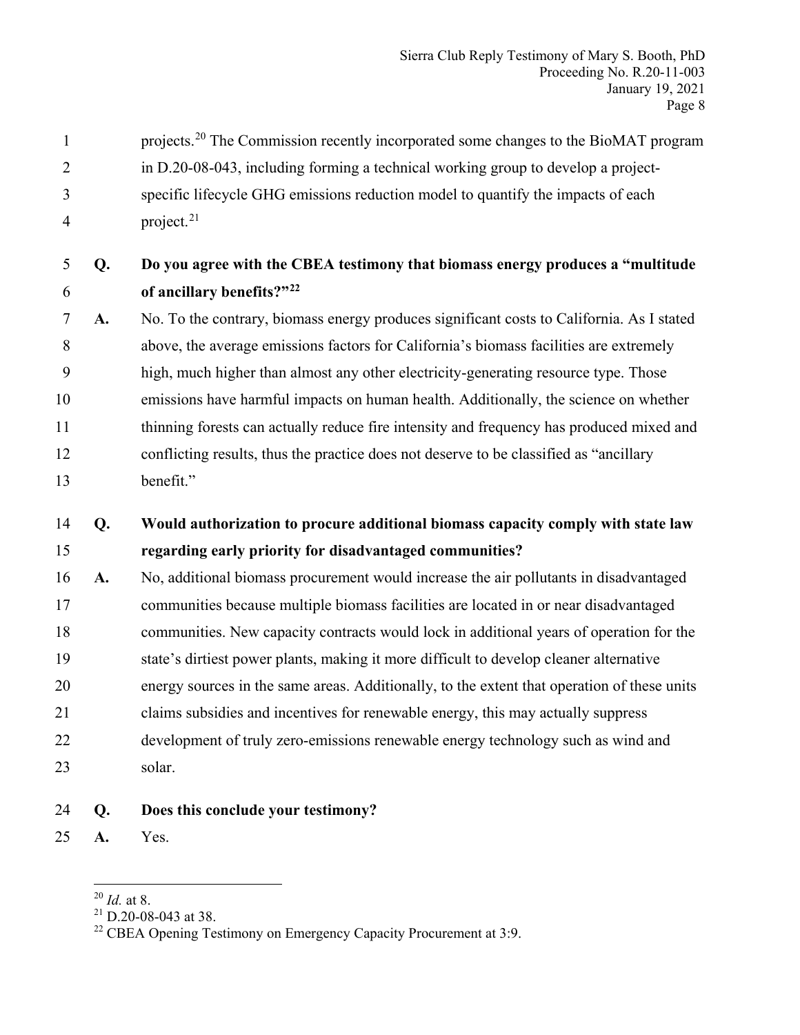projects.[20] The Commission recently incorporated some changes to the BioMAT program in D.20-08-043, including forming a technical working group to develop a project-specific lifecycle GHG emissions reduction model to quantify the impacts of each project.[21]

**Q. Do you agree with the CBEA testimony that biomass energy produces a "multitude of ancillary benefits?"[22]**

**A.** No. To the contrary, biomass energy produces significant costs to California. As I stated above, the average emissions factors for California's biomass facilities are extremely high, much higher than almost any other electricity-generating resource type. Those emissions have harmful impacts on human health. Additionally, the science on whether thinning forests can actually reduce fire intensity and frequency has produced mixed and conflicting results, thus the practice does not deserve to be classified as "ancillary benefit."

**Q. Would authorization to procure additional biomass capacity comply with state law regarding early priority for disadvantaged communities?**

**A.** No, additional biomass procurement would increase the air pollutants in disadvantaged communities because multiple biomass facilities are located in or near disadvantaged communities. New capacity contracts would lock in additional years of operation for the state's dirtiest power plants, making it more difficult to develop cleaner alternative energy sources in the same areas. Additionally, to the extent that operation of these units claims subsidies and incentives for renewable energy, this may actually suppress development of truly zero-emissions renewable energy technology such as wind and solar.

**Q. Does this conclude your testimony?**

**A.** Yes.

---

[20] *Id.* at 8.

[21] D.20-08-043 at 38.

[22] CBEA Opening Testimony on Emergency Capacity Procurement at 3:9.